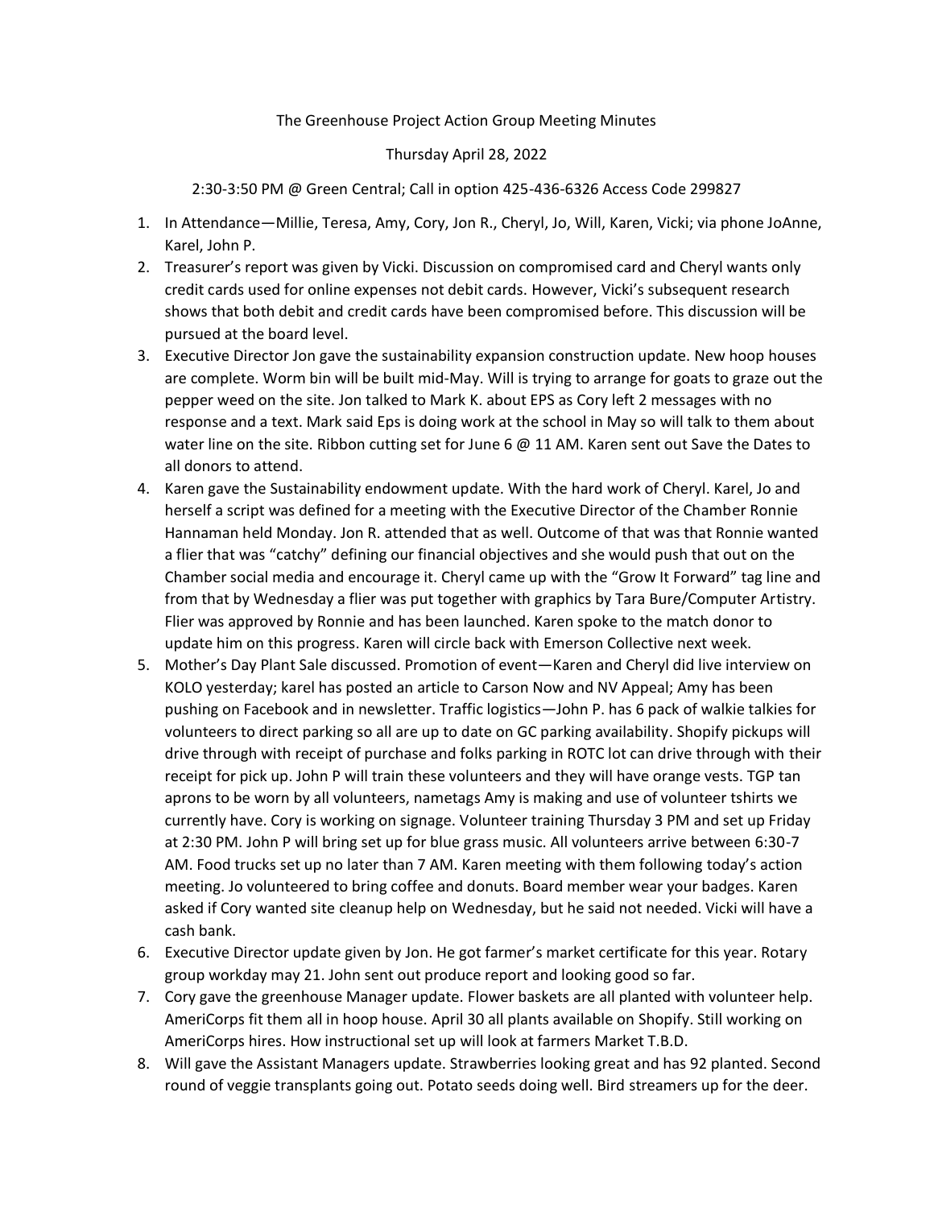The Greenhouse Project Action Group Meeting Minutes

Thursday April 28, 2022

2:30-3:50 PM @ Green Central; Call in option 425-436-6326 Access Code 299827

1. In Attendance—Millie, Teresa, Amy, Cory, Jon R., Cheryl, Jo, Will, Karen, Vicki; via phone JoAnne, Karel, John P.
2. Treasurer's report was given by Vicki. Discussion on compromised card and Cheryl wants only credit cards used for online expenses not debit cards. However, Vicki's subsequent research shows that both debit and credit cards have been compromised before. This discussion will be pursued at the board level.
3. Executive Director Jon gave the sustainability expansion construction update. New hoop houses are complete. Worm bin will be built mid-May. Will is trying to arrange for goats to graze out the pepper weed on the site. Jon talked to Mark K. about EPS as Cory left 2 messages with no response and a text. Mark said Eps is doing work at the school in May so will talk to them about water line on the site. Ribbon cutting set for June 6 @ 11 AM. Karen sent out Save the Dates to all donors to attend.
4. Karen gave the Sustainability endowment update. With the hard work of Cheryl. Karel, Jo and herself a script was defined for a meeting with the Executive Director of the Chamber Ronnie Hannaman held Monday. Jon R. attended that as well. Outcome of that was that Ronnie wanted a flier that was "catchy" defining our financial objectives and she would push that out on the Chamber social media and encourage it. Cheryl came up with the "Grow It Forward" tag line and from that by Wednesday a flier was put together with graphics by Tara Bure/Computer Artistry. Flier was approved by Ronnie and has been launched. Karen spoke to the match donor to update him on this progress. Karen will circle back with Emerson Collective next week.
5. Mother's Day Plant Sale discussed. Promotion of event—Karen and Cheryl did live interview on KOLO yesterday; karel has posted an article to Carson Now and NV Appeal; Amy has been pushing on Facebook and in newsletter. Traffic logistics—John P. has 6 pack of walkie talkies for volunteers to direct parking so all are up to date on GC parking availability. Shopify pickups will drive through with receipt of purchase and folks parking in ROTC lot can drive through with their receipt for pick up. John P will train these volunteers and they will have orange vests. TGP tan aprons to be worn by all volunteers, nametags Amy is making and use of volunteer tshirts we currently have. Cory is working on signage. Volunteer training Thursday 3 PM and set up Friday at 2:30 PM. John P will bring set up for blue grass music. All volunteers arrive between 6:30-7 AM. Food trucks set up no later than 7 AM. Karen meeting with them following today's action meeting. Jo volunteered to bring coffee and donuts. Board member wear your badges. Karen asked if Cory wanted site cleanup help on Wednesday, but he said not needed. Vicki will have a cash bank.
6. Executive Director update given by Jon. He got farmer's market certificate for this year. Rotary group workday may 21. John sent out produce report and looking good so far.
7. Cory gave the greenhouse Manager update. Flower baskets are all planted with volunteer help. AmeriCorps fit them all in hoop house. April 30 all plants available on Shopify. Still working on AmeriCorps hires. How instructional set up will look at farmers Market T.B.D.
8. Will gave the Assistant Managers update. Strawberries looking great and has 92 planted. Second round of veggie transplants going out. Potato seeds doing well. Bird streamers up for the deer.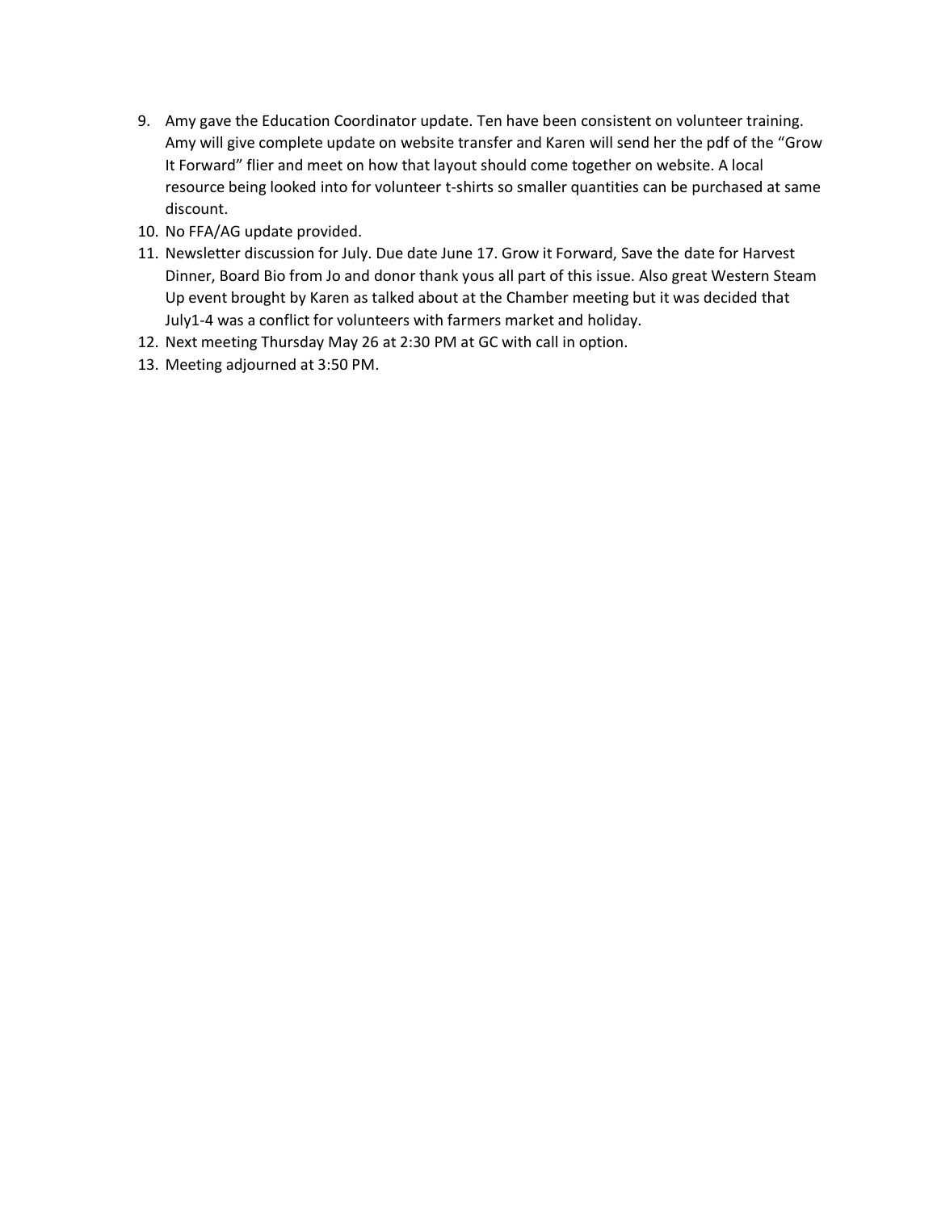9. Amy gave the Education Coordinator update. Ten have been consistent on volunteer training. Amy will give complete update on website transfer and Karen will send her the pdf of the "Grow It Forward" flier and meet on how that layout should come together on website. A local resource being looked into for volunteer t-shirts so smaller quantities can be purchased at same discount.
10. No FFA/AG update provided.
11. Newsletter discussion for July. Due date June 17. Grow it Forward, Save the date for Harvest Dinner, Board Bio from Jo and donor thank yous all part of this issue. Also great Western Steam Up event brought by Karen as talked about at the Chamber meeting but it was decided that July1-4 was a conflict for volunteers with farmers market and holiday.
12. Next meeting Thursday May 26 at 2:30 PM at GC with call in option.
13. Meeting adjourned at 3:50 PM.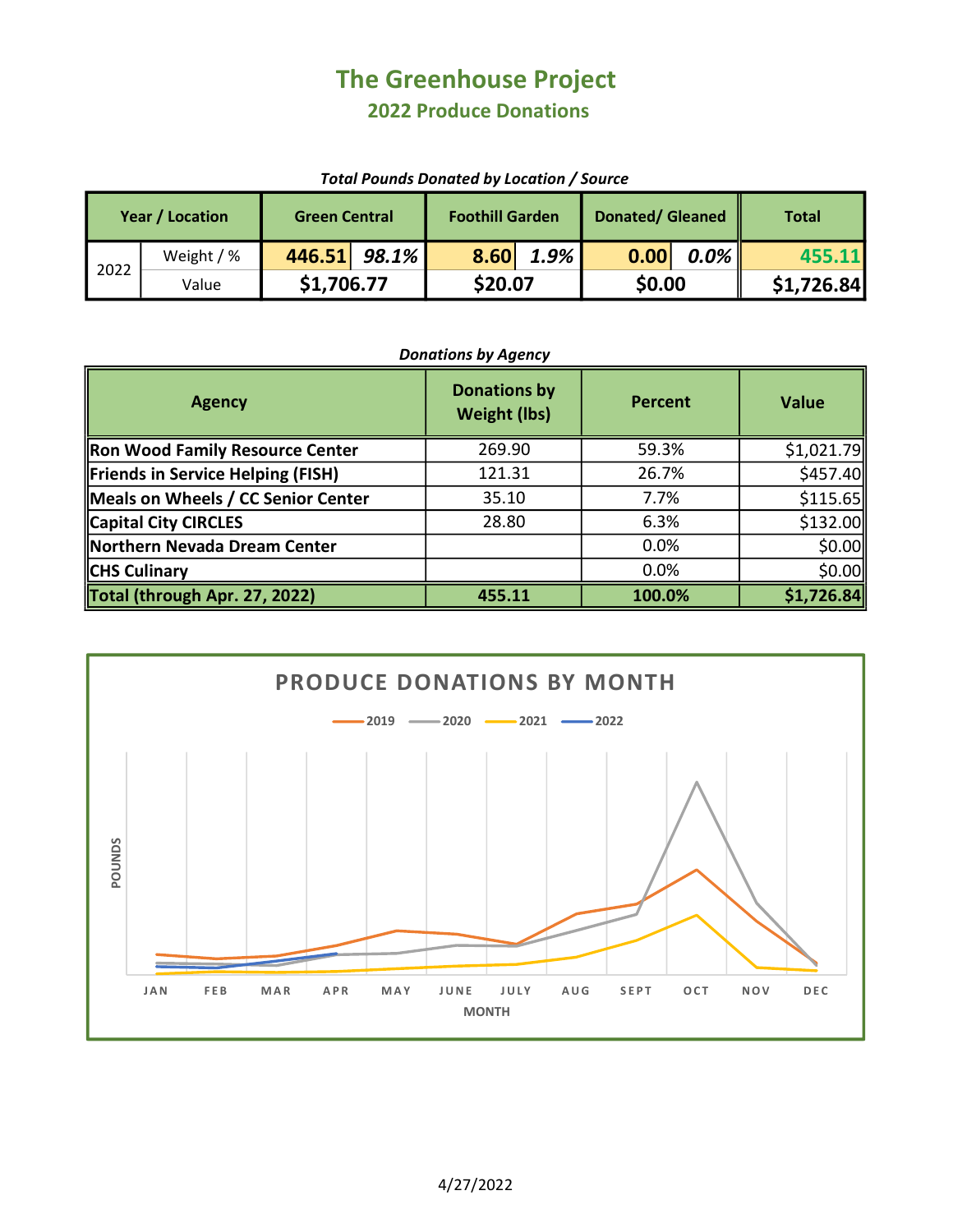# The Greenhouse Project

## 2022 Produce Donations

***Total Pounds Donated by Location / Source***

| Year / Location | | Green Central | | Foothill Garden | | Donated/ Gleaned | | Total |
|---|---|---|---|---|---|---|---|---|
| 2022 | Weight / % | **446.51** | ***98.1%*** | **8.60** | ***1.9%*** | **0.00** | ***0.0%*** | **455.11** |
| | Value | **$1,706.77** | | **$20.07** | | **$0.00** | | **$1,726.84** |

***Donations by Agency***

| Agency | Donations by Weight (lbs) | Percent | Value |
|---|---|---|---|
| **Ron Wood Family Resource Center** | 269.90 | 59.3% | $1,021.79 |
| **Friends in Service Helping (FISH)** | 121.31 | 26.7% | $457.40 |
| **Meals on Wheels / CC Senior Center** | 35.10 | 7.7% | $115.65 |
| **Capital City CIRCLES** | 28.80 | 6.3% | $132.00 |
| **Northern Nevada Dream Center** | | 0.0% | $0.00 |
| **CHS Culinary** | | 0.0% | $0.00 |
| **Total (through Apr. 27, 2022)** | **455.11** | **100.0%** | **$1,726.84** |

PRODUCE DONATIONS BY MONTH

2019 2020 2021 2022

POUNDS

JAN FEB MAR APR MAY JUNE JULY AUG SEPT OCT NOV DEC

MONTH

4/27/2022